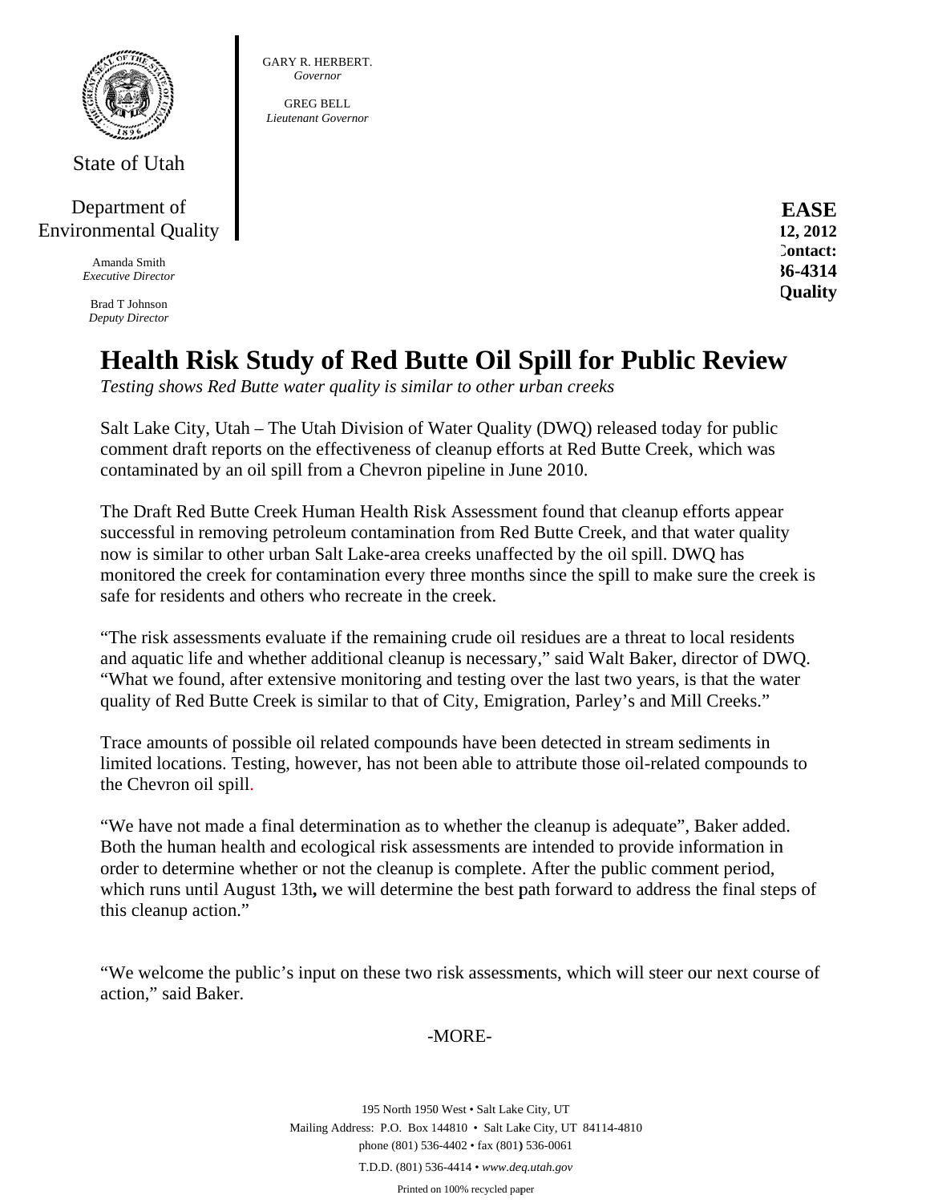State of Utah

Department of Environmental Quality

Amanda Smith
*Executive Director*

Brad T Johnson
*Deputy Director*

GARY R. HERBERT.
*Governor*

GREG BELL
*Lieutenant Governor*

**EASE**
**12, 2012**
**Contact:**
**36-4314**
**Quality**

# Health Risk Study of Red Butte Oil Spill for Public Review

*Testing shows Red Butte water quality is similar to other urban creeks*

Salt Lake City, Utah – The Utah Division of Water Quality (DWQ) released today for public comment draft reports on the effectiveness of cleanup efforts at Red Butte Creek, which was contaminated by an oil spill from a Chevron pipeline in June 2010.

The Draft Red Butte Creek Human Health Risk Assessment found that cleanup efforts appear successful in removing petroleum contamination from Red Butte Creek, and that water quality now is similar to other urban Salt Lake-area creeks unaffected by the oil spill. DWQ has monitored the creek for contamination every three months since the spill to make sure the creek is safe for residents and others who recreate in the creek.

"The risk assessments evaluate if the remaining crude oil residues are a threat to local residents and aquatic life and whether additional cleanup is necessary," said Walt Baker, director of DWQ. "What we found, after extensive monitoring and testing over the last two years, is that the water quality of Red Butte Creek is similar to that of City, Emigration, Parley's and Mill Creeks."

Trace amounts of possible oil related compounds have been detected in stream sediments in limited locations. Testing, however, has not been able to attribute those oil-related compounds to the Chevron oil spill.

"We have not made a final determination as to whether the cleanup is adequate", Baker added. Both the human health and ecological risk assessments are intended to provide information in order to determine whether or not the cleanup is complete. After the public comment period, which runs until August 13th**,** we will determine the best path forward to address the final steps of this cleanup action."

"We welcome the public's input on these two risk assessments, which will steer our next course of action," said Baker.

-MORE-

195 North 1950 West • Salt Lake City, UT
Mailing Address: P.O. Box 144810 • Salt Lake City, UT 84114-4810
phone (801) 536-4402 • fax (801) 536-0061
T.D.D. (801) 536-4414 • *www.deq.utah.gov*
Printed on 100% recycled paper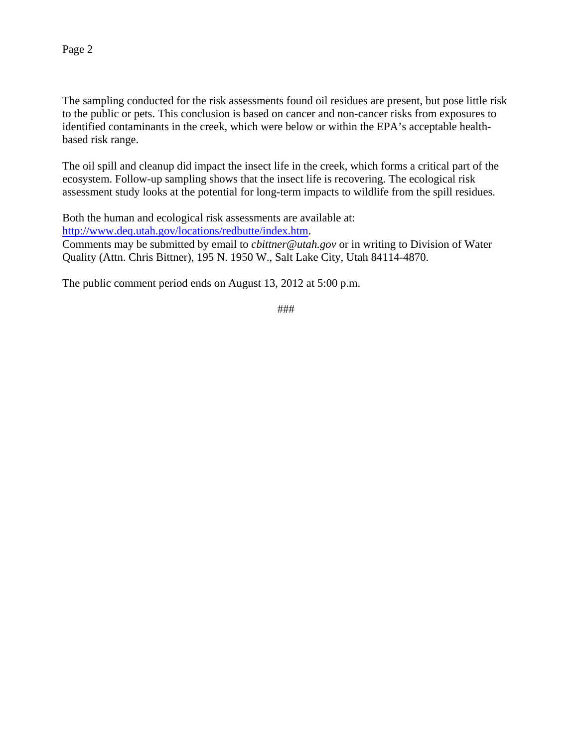The sampling conducted for the risk assessments found oil residues are present, but pose little risk to the public or pets. This conclusion is based on cancer and non-cancer risks from exposures to identified contaminants in the creek, which were below or within the EPA's acceptable health-based risk range.

The oil spill and cleanup did impact the insect life in the creek, which forms a critical part of the ecosystem. Follow-up sampling shows that the insect life is recovering. The ecological risk assessment study looks at the potential for long-term impacts to wildlife from the spill residues.

Both the human and ecological risk assessments are available at: [http://www.deq.utah.gov/locations/redbutte/index.htm](http://www.deq.utah.gov/locations/redbutte/index.htm).
Comments may be submitted by email to *cbittner@utah.gov* or in writing to Division of Water Quality (Attn. Chris Bittner), 195 N. 1950 W., Salt Lake City, Utah 84114-4870.

The public comment period ends on August 13, 2012 at 5:00 p.m.

###